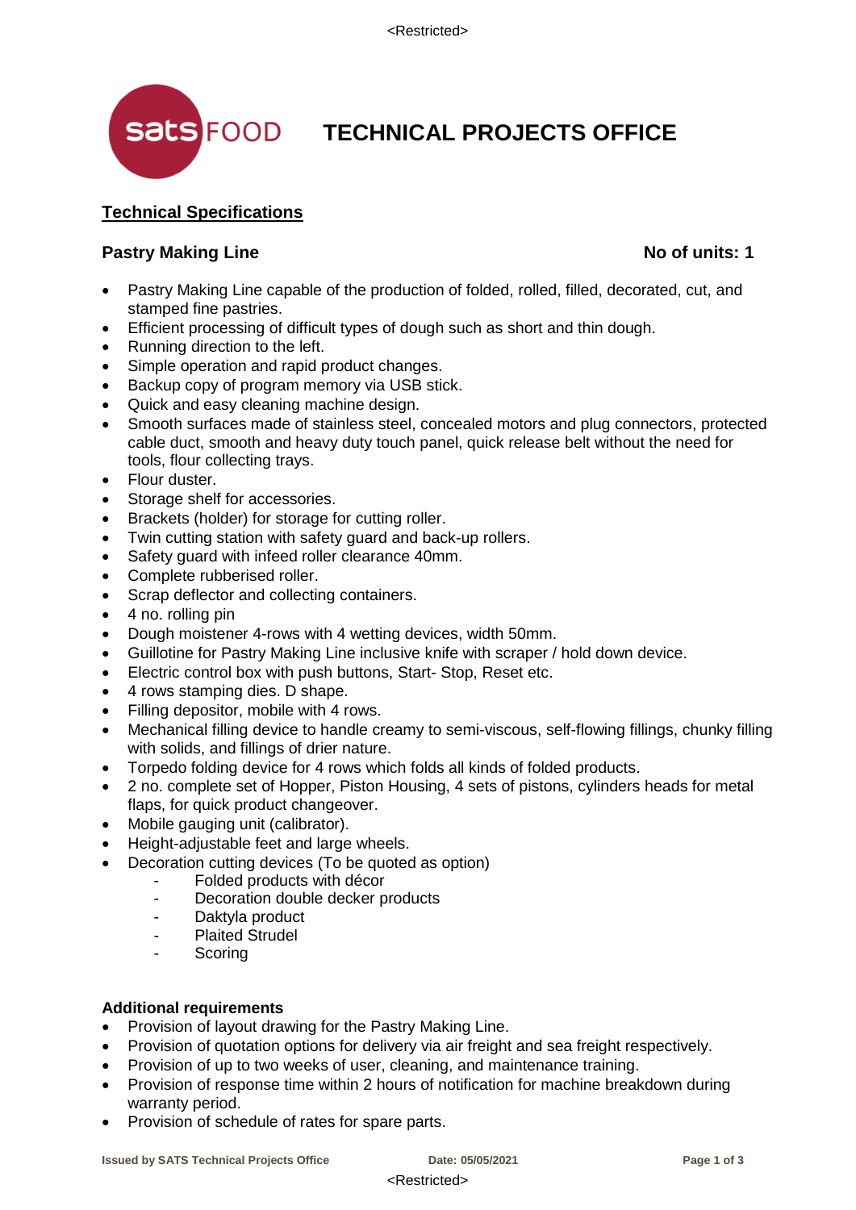# TECHNICAL PROJECTS OFFICE

## Technical Specifications

**Pastry Making Line** **No of units: 1**

- Pastry Making Line capable of the production of folded, rolled, filled, decorated, cut, and stamped fine pastries.
- Efficient processing of difficult types of dough such as short and thin dough.
- Running direction to the left.
- Simple operation and rapid product changes.
- Backup copy of program memory via USB stick.
- Quick and easy cleaning machine design.
- Smooth surfaces made of stainless steel, concealed motors and plug connectors, protected cable duct, smooth and heavy duty touch panel, quick release belt without the need for tools, flour collecting trays.
- Flour duster.
- Storage shelf for accessories.
- Brackets (holder) for storage for cutting roller.
- Twin cutting station with safety guard and back-up rollers.
- Safety guard with infeed roller clearance 40mm.
- Complete rubberised roller.
- Scrap deflector and collecting containers.
- 4 no. rolling pin
- Dough moistener 4-rows with 4 wetting devices, width 50mm.
- Guillotine for Pastry Making Line inclusive knife with scraper / hold down device.
- Electric control box with push buttons, Start- Stop, Reset etc.
- 4 rows stamping dies. D shape.
- Filling depositor, mobile with 4 rows.
- Mechanical filling device to handle creamy to semi-viscous, self-flowing fillings, chunky filling with solids, and fillings of drier nature.
- Torpedo folding device for 4 rows which folds all kinds of folded products.
- 2 no. complete set of Hopper, Piston Housing, 4 sets of pistons, cylinders heads for metal flaps, for quick product changeover.
- Mobile gauging unit (calibrator).
- Height-adjustable feet and large wheels.
- Decoration cutting devices (To be quoted as option)
  - Folded products with décor
  - Decoration double decker products
  - Daktyla product
  - Plaited Strudel
  - Scoring

**Additional requirements**

- Provision of layout drawing for the Pastry Making Line.
- Provision of quotation options for delivery via air freight and sea freight respectively.
- Provision of up to two weeks of user, cleaning, and maintenance training.
- Provision of response time within 2 hours of notification for machine breakdown during warranty period.
- Provision of schedule of rates for spare parts.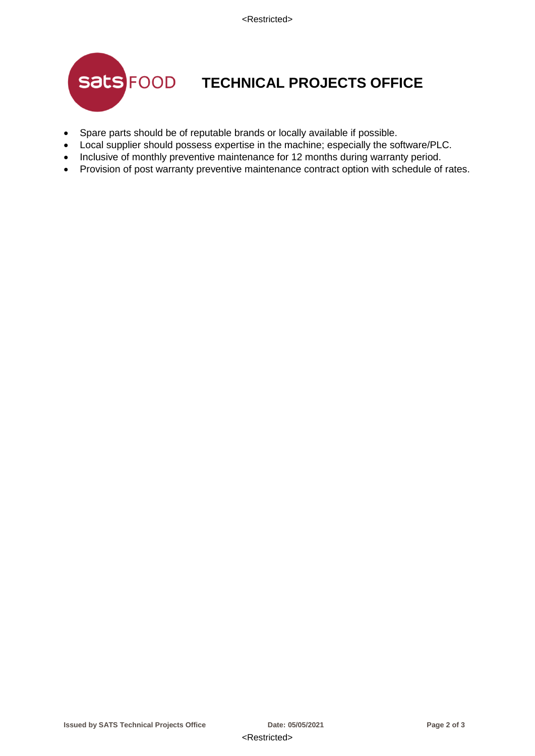- Spare parts should be of reputable brands or locally available if possible.
- Local supplier should possess expertise in the machine; especially the software/PLC.
- Inclusive of monthly preventive maintenance for 12 months during warranty period.
- Provision of post warranty preventive maintenance contract option with schedule of rates.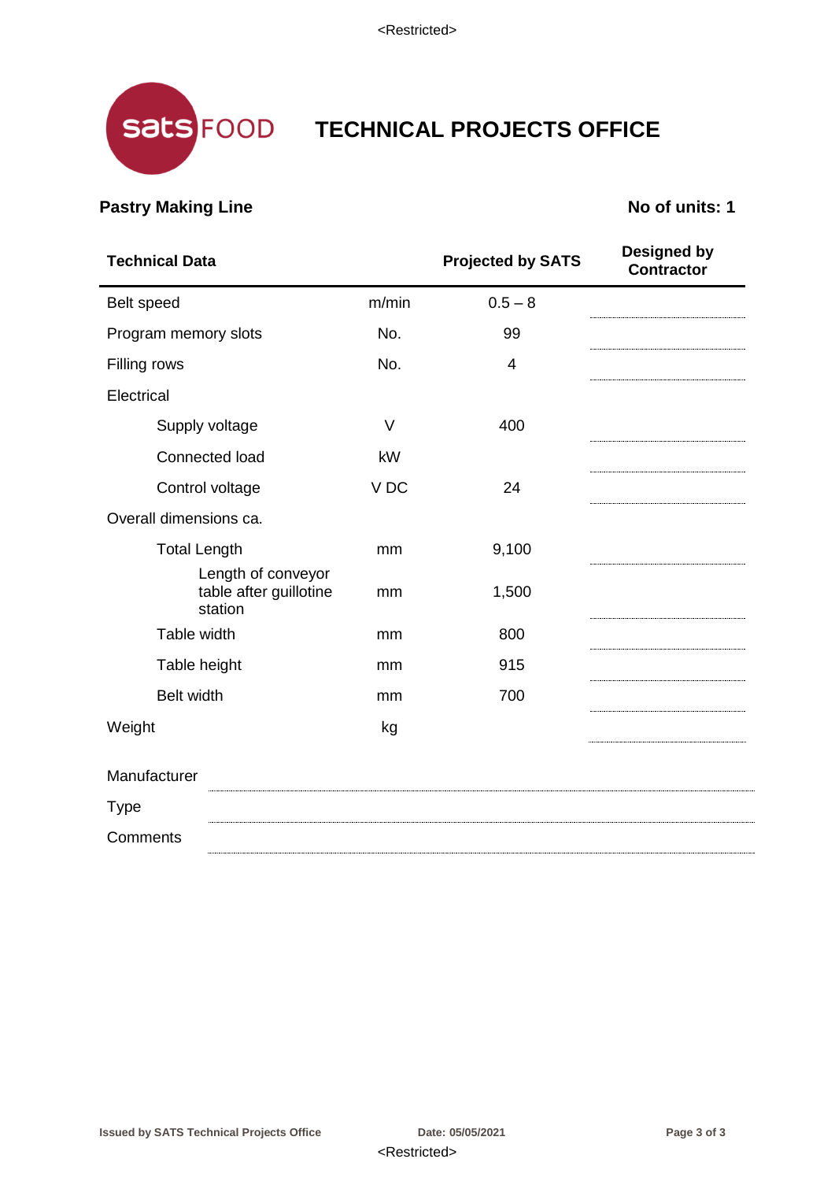# TECHNICAL PROJECTS OFFICE

**Pastry Making Line** **No of units: 1**

| Technical Data | | Projected by SATS | Designed by Contractor |
|---|---|---|---|
| Belt speed | m/min | 0.5 – 8 | |
| Program memory slots | No. | 99 | |
| Filling rows | No. | 4 | |
| Electrical | | | |
| Supply voltage | V | 400 | |
| Connected load | kW | | |
| Control voltage | V DC | 24 | |
| Overall dimensions ca. | | | |
| Total Length | mm | 9,100 | |
| Length of conveyor table after guillotine station | mm | 1,500 | |
| Table width | mm | 800 | |
| Table height | mm | 915 | |
| Belt width | mm | 700 | |
| Weight | kg | | |

Manufacturer

Type

Comments

**Issued by SATS Technical Projects Office** **Date: 05/05/2021**